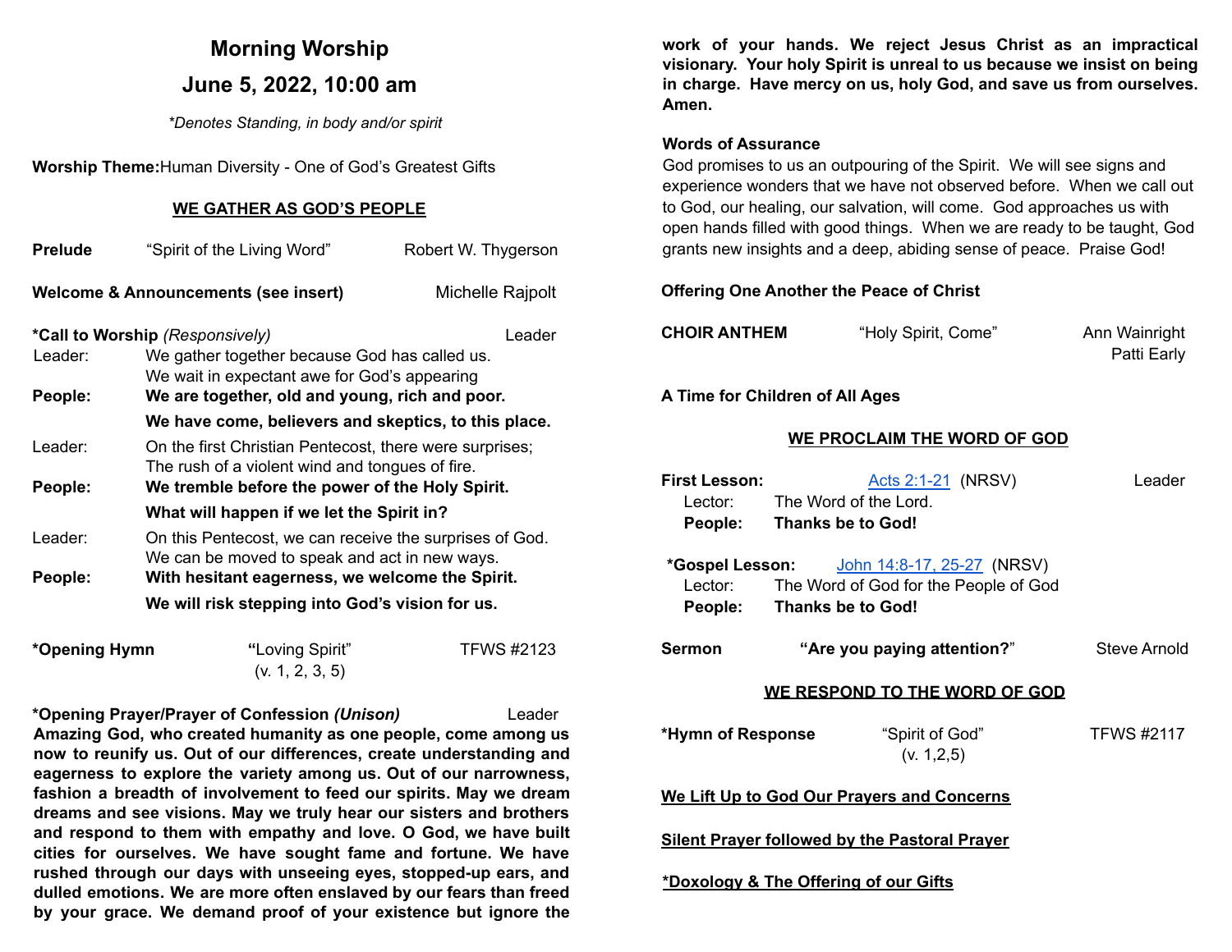# Morning Worship

## June 5, 2022, 10:00 am

*\*Denotes Standing, in body and/or spirit*

**Worship Theme:** Human Diversity - One of God's Greatest Gifts

**WE GATHER AS GOD'S PEOPLE**

**Prelude** "Spirit of the Living Word" Robert W. Thygerson

**Welcome & Announcements (see insert)** Michelle Rajpolt

***Call to Worship** *(Responsively)* Leader

Leader: We gather together because God has called us. We wait in expectant awe for God's appearing

**People: We are together, old and young, rich and poor. We have come, believers and skeptics, to this place.**

Leader: On the first Christian Pentecost, there were surprises; The rush of a violent wind and tongues of fire.

**People: We tremble before the power of the Holy Spirit. What will happen if we let the Spirit in?**

Leader: On this Pentecost, we can receive the surprises of God. We can be moved to speak and act in new ways.

**People: With hesitant eagerness, we welcome the Spirit. We will risk stepping into God's vision for us.**

***Opening Hymn** "Loving Spirit" (v. 1, 2, 3, 5) TFWS #2123

***Opening Prayer/Prayer of Confession** *(Unison)* Leader

**Amazing God, who created humanity as one people, come among us now to reunify us. Out of our differences, create understanding and eagerness to explore the variety among us. Out of our narrowness, fashion a breadth of involvement to feed our spirits. May we dream dreams and see visions. May we truly hear our sisters and brothers and respond to them with empathy and love. O God, we have built cities for ourselves. We have sought fame and fortune. We have rushed through our days with unseeing eyes, stopped-up ears, and dulled emotions. We are more often enslaved by our fears than freed by your grace. We demand proof of your existence but ignore the work of your hands. We reject Jesus Christ as an impractical visionary. Your holy Spirit is unreal to us because we insist on being in charge. Have mercy on us, holy God, and save us from ourselves. Amen.**

**Words of Assurance**

God promises to us an outpouring of the Spirit. We will see signs and experience wonders that we have not observed before. When we call out to God, our healing, our salvation, will come. God approaches us with open hands filled with good things. When we are ready to be taught, God grants new insights and a deep, abiding sense of peace. Praise God!

**Offering One Another the Peace of Christ**

**CHOIR ANTHEM** "Holy Spirit, Come" Ann Wainright, Patti Early

**A Time for Children of All Ages**

**WE PROCLAIM THE WORD OF GOD**

**First Lesson:** Acts 2:1-21 (NRSV) Leader

Lector: The Word of the Lord.
**People: Thanks be to God!**

***Gospel Lesson:** John 14:8-17, 25-27 (NRSV)

Lector: The Word of God for the People of God
**People: Thanks be to God!**

**Sermon** **"Are you paying attention?"** Steve Arnold

**WE RESPOND TO THE WORD OF GOD**

***Hymn of Response** "Spirit of God" (v. 1,2,5) TFWS #2117

**We Lift Up to God Our Prayers and Concerns**

**Silent Prayer followed by the Pastoral Prayer**

***Doxology & The Offering of our Gifts**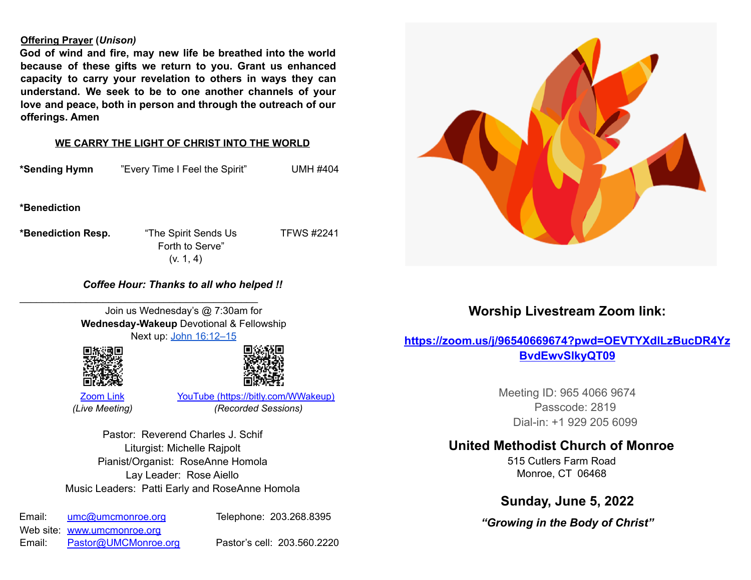**Offering Prayer** ***(Unison)***

**God of wind and fire, may new life be breathed into the world because of these gifts we return to you. Grant us enhanced capacity to carry your revelation to others in ways they can understand. We seek to be to one another channels of your love and peace, both in person and through the outreach of our offerings. Amen**

## WE CARRY THE LIGHT OF CHRIST INTO THE WORLD

**\*Sending Hymn** "Every Time I Feel the Spirit" UMH #404

**\*Benediction**

**\*Benediction Resp.** "The Spirit Sends Us Forth to Serve" (v. 1, 4) TFWS #2241

***Coffee Hour: Thanks to all who helped !!***

---

Join us Wednesday's @ 7:30am for
**Wednesday-Wakeup** Devotional & Fellowship
Next up: John 16:12–15

Zoom Link
*(Live Meeting)*

YouTube (https://bitly.com/WWakeup)
*(Recorded Sessions)*

Pastor: Reverend Charles J. Schif
Liturgist: Michelle Rajpolt
Pianist/Organist: RoseAnne Homola
Lay Leader: Rose Aiello
Music Leaders: Patti Early and RoseAnne Homola

Email: umc@umcmonroe.org Telephone: 203.268.8395
Web site: www.umcmonroe.org
Email: Pastor@UMCMonroe.org Pastor's cell: 203.560.2220

## Worship Livestream Zoom link:

**https://zoom.us/j/96540669674?pwd=OEVTYXdlLzBucDR4YzBvdEwvSlkyQT09**

Meeting ID: 965 4066 9674
Passcode: 2819
Dial-in: +1 929 205 6099

## United Methodist Church of Monroe

515 Cutlers Farm Road
Monroe, CT 06468

## Sunday, June 5, 2022

***"Growing in the Body of Christ"***